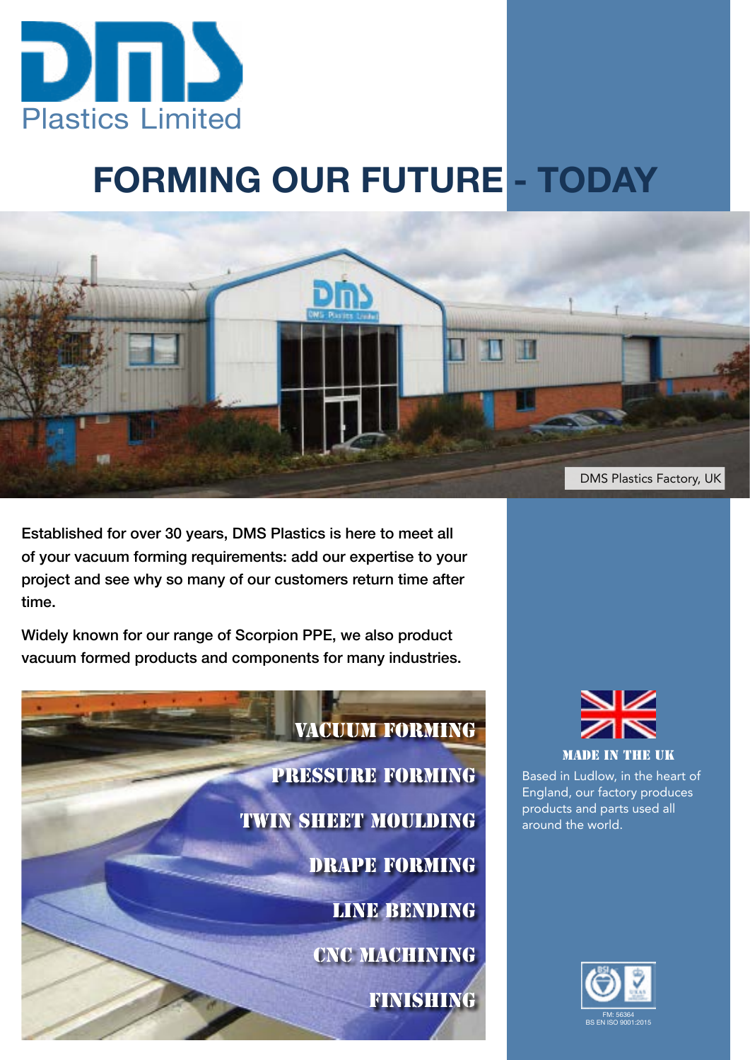DMS Plastics Limited

# FORMING OUR FUTURE - TODAY

DMS Plastics Factory, UK

Established for over 30 years, DMS Plastics is here to meet all of your vacuum forming requirements: add our expertise to your project and see why so many of our customers return time after time.

Widely known for our range of Scorpion PPE, we also product vacuum formed products and components for many industries.

- VACUUM FORMING
- PRESSURE FORMING
- TWIN SHEET MOULDING
- DRAPE FORMING
- LINE BENDING
- CNC MACHINING
- FINISHING

### MADE IN THE UK

Based in Ludlow, in the heart of England, our factory produces products and parts used all around the world.

FM: 56364
BS EN ISO 9001:2015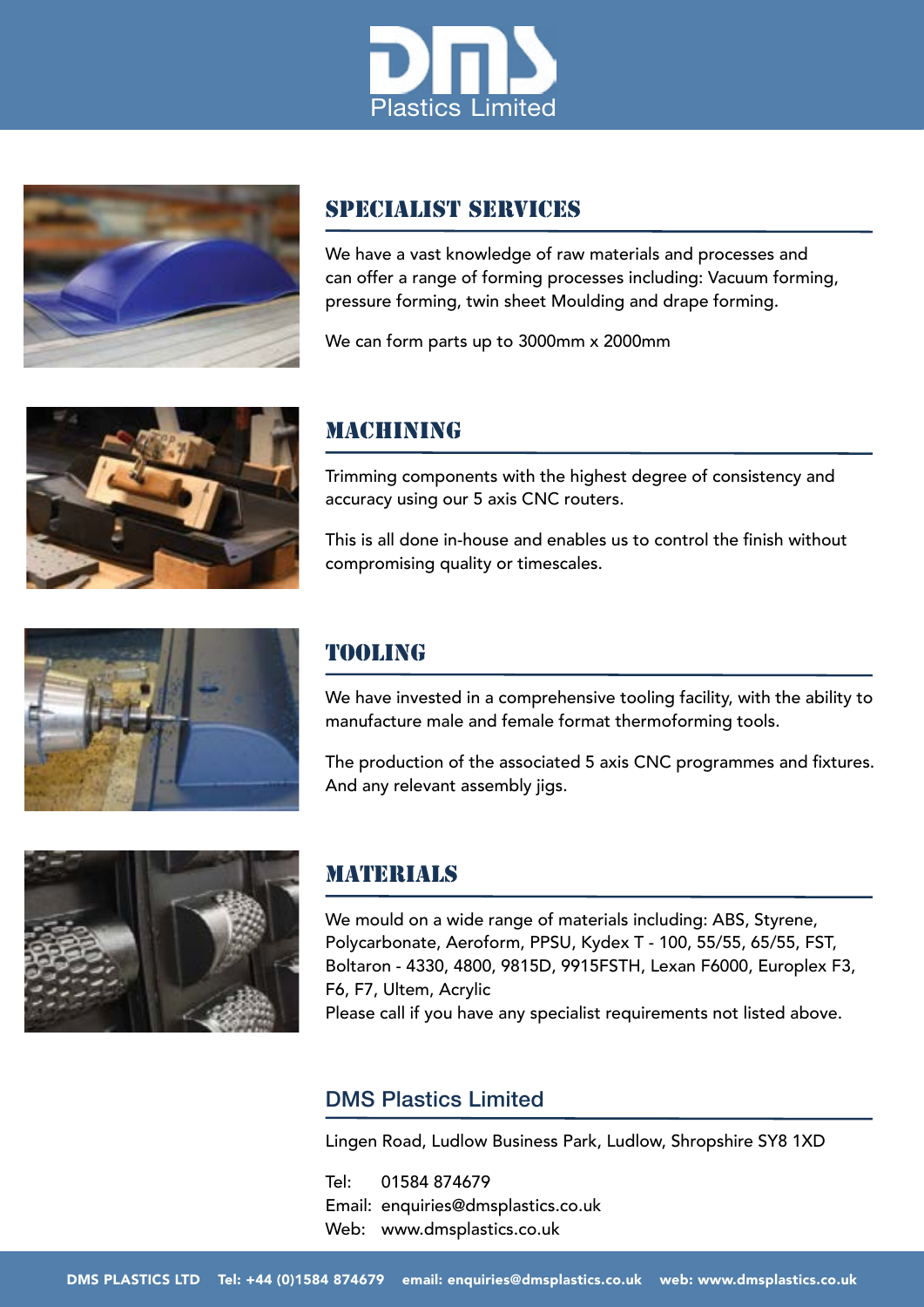DMS Plastics Limited

## SPECIALIST SERVICES

We have a vast knowledge of raw materials and processes and can offer a range of forming processes including: Vacuum forming, pressure forming, twin sheet Moulding and drape forming.

We can form parts up to 3000mm x 2000mm

## MACHINING

Trimming components with the highest degree of consistency and accuracy using our 5 axis CNC routers.

This is all done in-house and enables us to control the finish without compromising quality or timescales.

## TOOLING

We have invested in a comprehensive tooling facility, with the ability to manufacture male and female format thermoforming tools.

The production of the associated 5 axis CNC programmes and fixtures. And any relevant assembly jigs.

## MATERIALS

We mould on a wide range of materials including: ABS, Styrene, Polycarbonate, Aeroform, PPSU, Kydex T - 100, 55/55, 65/55, FST, Boltaron - 4330, 4800, 9815D, 9915FSTH, Lexan F6000, Europlex F3, F6, F7, Ultem, Acrylic
Please call if you have any specialist requirements not listed above.

## DMS Plastics Limited

Lingen Road, Ludlow Business Park, Ludlow, Shropshire SY8 1XD

Tel: 01584 874679
Email: enquiries@dmsplastics.co.uk
Web: www.dmsplastics.co.uk

DMS PLASTICS LTD Tel: +44 (0)1584 874679 email: enquiries@dmsplastics.co.uk web: www.dmsplastics.co.uk